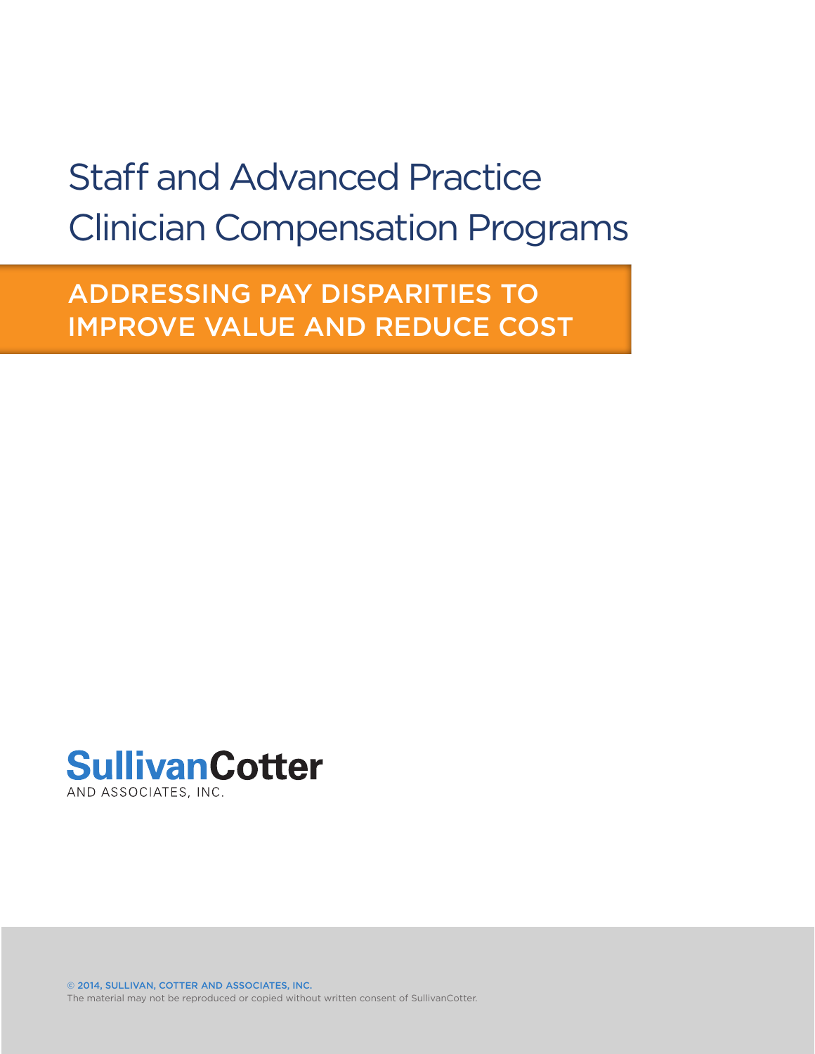# Staff and Advanced Practice Clinician Compensation Programs

## ADDRESSING PAY DISPARITIES TO IMPROVE VALUE AND REDUCE COST

**SullivanCotter**
AND ASSOCIATES, INC.

© 2014, SULLIVAN, COTTER AND ASSOCIATES, INC.
The material may not be reproduced or copied without written consent of SullivanCotter.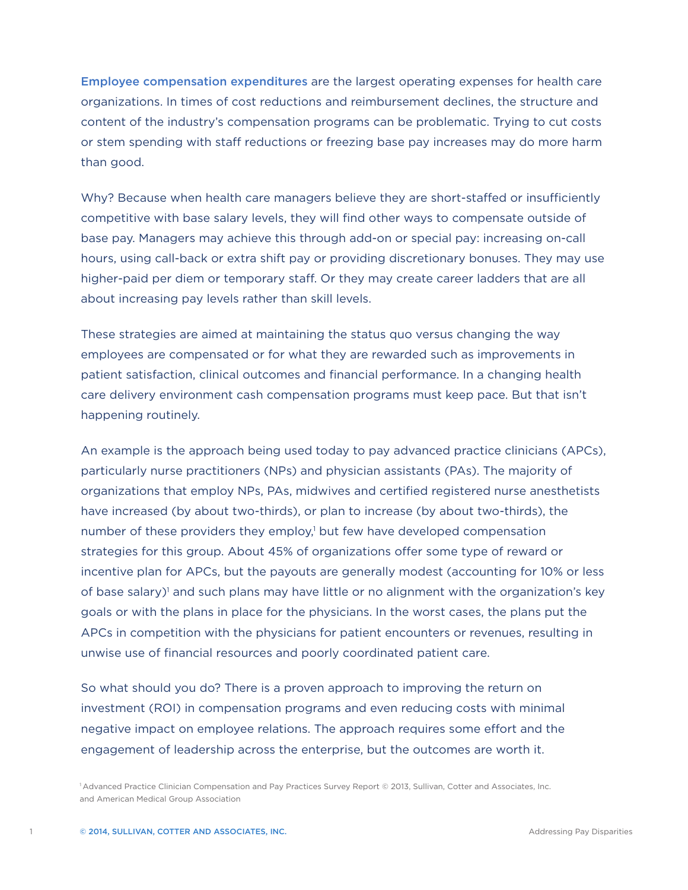**Employee compensation expenditures** are the largest operating expenses for health care organizations. In times of cost reductions and reimbursement declines, the structure and content of the industry's compensation programs can be problematic. Trying to cut costs or stem spending with staff reductions or freezing base pay increases may do more harm than good.

Why? Because when health care managers believe they are short-staffed or insufficiently competitive with base salary levels, they will find other ways to compensate outside of base pay. Managers may achieve this through add-on or special pay: increasing on-call hours, using call-back or extra shift pay or providing discretionary bonuses. They may use higher-paid per diem or temporary staff. Or they may create career ladders that are all about increasing pay levels rather than skill levels.

These strategies are aimed at maintaining the status quo versus changing the way employees are compensated or for what they are rewarded such as improvements in patient satisfaction, clinical outcomes and financial performance. In a changing health care delivery environment cash compensation programs must keep pace. But that isn't happening routinely.

An example is the approach being used today to pay advanced practice clinicians (APCs), particularly nurse practitioners (NPs) and physician assistants (PAs). The majority of organizations that employ NPs, PAs, midwives and certified registered nurse anesthetists have increased (by about two-thirds), or plan to increase (by about two-thirds), the number of these providers they employ,[1] but few have developed compensation strategies for this group. About 45% of organizations offer some type of reward or incentive plan for APCs, but the payouts are generally modest (accounting for 10% or less of base salary)[1] and such plans may have little or no alignment with the organization's key goals or with the plans in place for the physicians. In the worst cases, the plans put the APCs in competition with the physicians for patient encounters or revenues, resulting in unwise use of financial resources and poorly coordinated patient care.

So what should you do? There is a proven approach to improving the return on investment (ROI) in compensation programs and even reducing costs with minimal negative impact on employee relations. The approach requires some effort and the engagement of leadership across the enterprise, but the outcomes are worth it.

[1] Advanced Practice Clinician Compensation and Pay Practices Survey Report © 2013, Sullivan, Cotter and Associates, Inc. and American Medical Group Association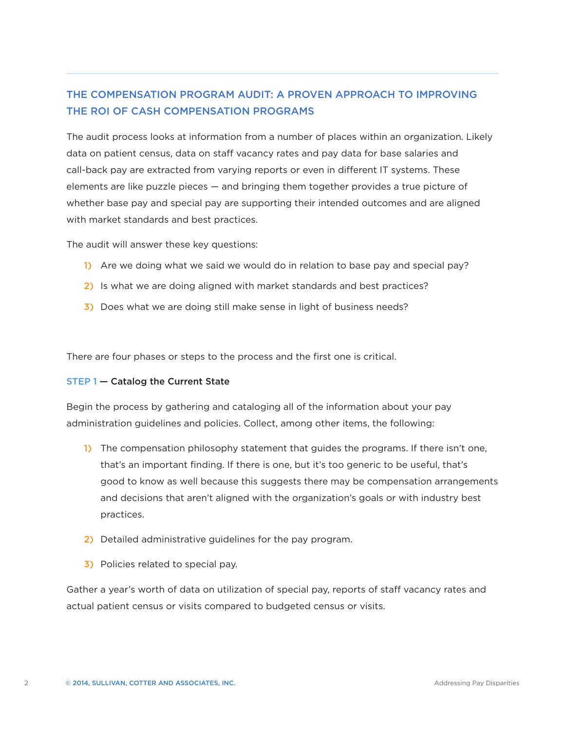## THE COMPENSATION PROGRAM AUDIT: A PROVEN APPROACH TO IMPROVING THE ROI OF CASH COMPENSATION PROGRAMS

The audit process looks at information from a number of places within an organization. Likely data on patient census, data on staff vacancy rates and pay data for base salaries and call-back pay are extracted from varying reports or even in different IT systems. These elements are like puzzle pieces — and bringing them together provides a true picture of whether base pay and special pay are supporting their intended outcomes and are aligned with market standards and best practices.

The audit will answer these key questions:

1) Are we doing what we said we would do in relation to base pay and special pay?
2) Is what we are doing aligned with market standards and best practices?
3) Does what we are doing still make sense in light of business needs?

There are four phases or steps to the process and the first one is critical.

### STEP 1 — Catalog the Current State

Begin the process by gathering and cataloging all of the information about your pay administration guidelines and policies. Collect, among other items, the following:

1) The compensation philosophy statement that guides the programs. If there isn't one, that's an important finding. If there is one, but it's too generic to be useful, that's good to know as well because this suggests there may be compensation arrangements and decisions that aren't aligned with the organization's goals or with industry best practices.
2) Detailed administrative guidelines for the pay program.
3) Policies related to special pay.

Gather a year's worth of data on utilization of special pay, reports of staff vacancy rates and actual patient census or visits compared to budgeted census or visits.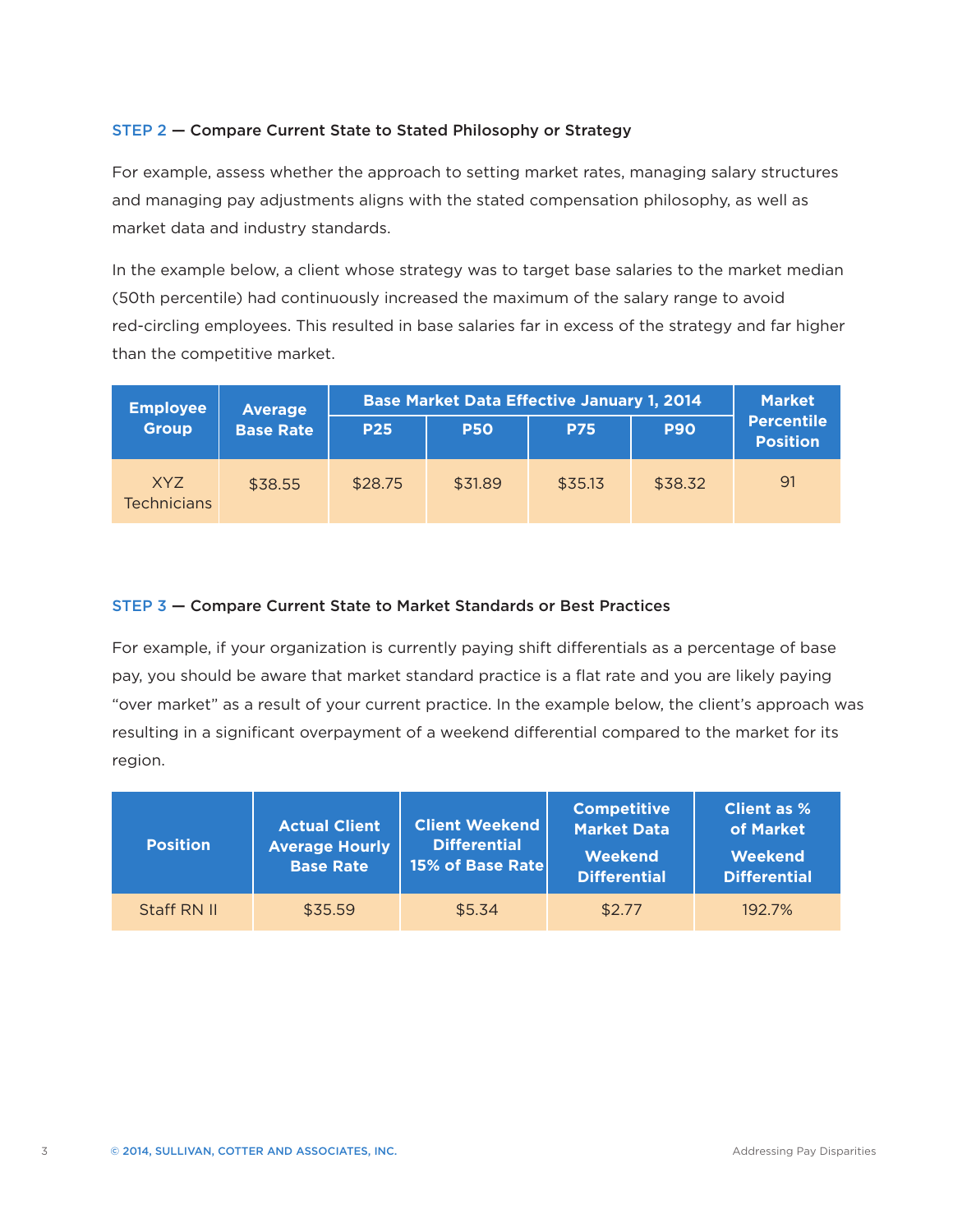### STEP 2 — Compare Current State to Stated Philosophy or Strategy

For example, assess whether the approach to setting market rates, managing salary structures and managing pay adjustments aligns with the stated compensation philosophy, as well as market data and industry standards.

In the example below, a client whose strategy was to target base salaries to the market median (50th percentile) had continuously increased the maximum of the salary range to avoid red-circling employees. This resulted in base salaries far in excess of the strategy and far higher than the competitive market.

| Employee Group | Average Base Rate | Base Market Data Effective January 1, 2014 | | | | Market Percentile Position |
|---|---|---|---|---|---|---|
| | | P25 | P50 | P75 | P90 | |
| XYZ Technicians | $38.55 | $28.75 | $31.89 | $35.13 | $38.32 | 91 |

### STEP 3 — Compare Current State to Market Standards or Best Practices

For example, if your organization is currently paying shift differentials as a percentage of base pay, you should be aware that market standard practice is a flat rate and you are likely paying "over market" as a result of your current practice. In the example below, the client's approach was resulting in a significant overpayment of a weekend differential compared to the market for its region.

| Position | Actual Client Average Hourly Base Rate | Client Weekend Differential 15% of Base Rate | Competitive Market Data Weekend Differential | Client as % of Market Weekend Differential |
|---|---|---|---|---|
| Staff RN II | $35.59 | $5.34 | $2.77 | 192.7% |

© 2014, SULLIVAN, COTTER AND ASSOCIATES, INC.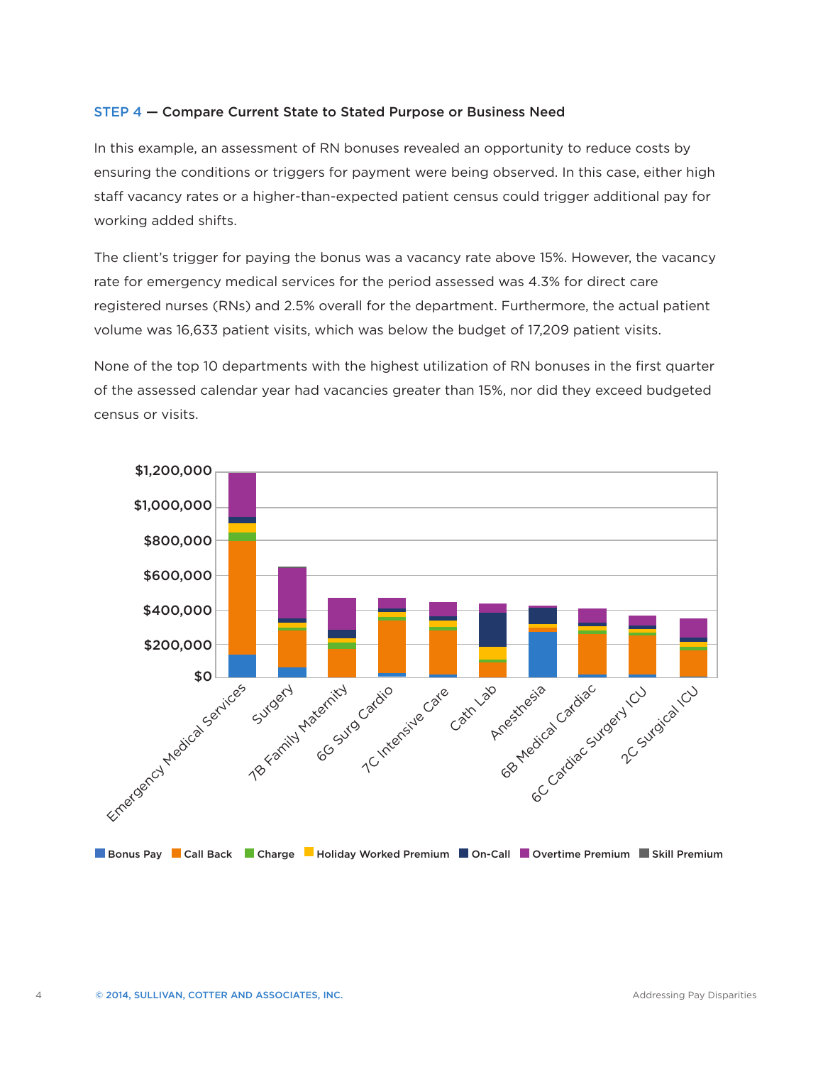**STEP 4 — Compare Current State to Stated Purpose or Business Need**

In this example, an assessment of RN bonuses revealed an opportunity to reduce costs by ensuring the conditions or triggers for payment were being observed. In this case, either high staff vacancy rates or a higher-than-expected patient census could trigger additional pay for working added shifts.

The client's trigger for paying the bonus was a vacancy rate above 15%. However, the vacancy rate for emergency medical services for the period assessed was 4.3% for direct care registered nurses (RNs) and 2.5% overall for the department. Furthermore, the actual patient volume was 16,633 patient visits, which was below the budget of 17,209 patient visits.

None of the top 10 departments with the highest utilization of RN bonuses in the first quarter of the assessed calendar year had vacancies greater than 15%, nor did they exceed budgeted census or visits.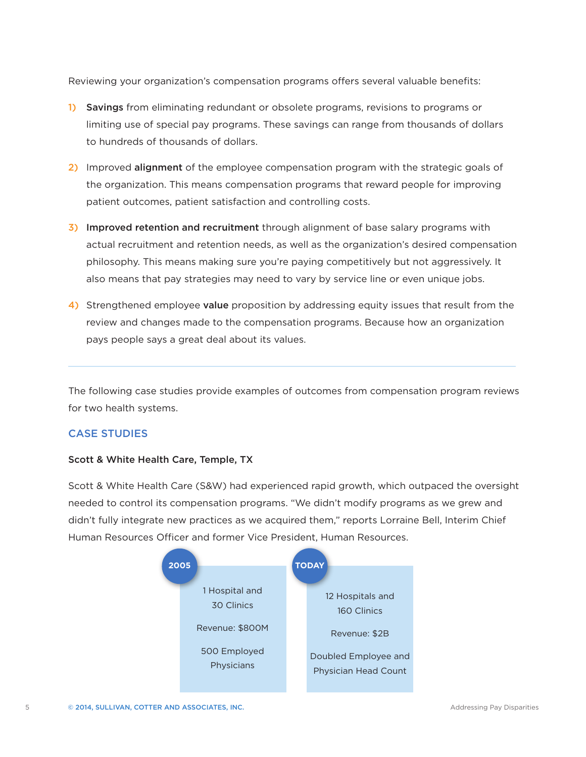Reviewing your organization's compensation programs offers several valuable benefits:

1) **Savings** from eliminating redundant or obsolete programs, revisions to programs or limiting use of special pay programs. These savings can range from thousands of dollars to hundreds of thousands of dollars.

2) Improved **alignment** of the employee compensation program with the strategic goals of the organization. This means compensation programs that reward people for improving patient outcomes, patient satisfaction and controlling costs.

3) **Improved retention and recruitment** through alignment of base salary programs with actual recruitment and retention needs, as well as the organization's desired compensation philosophy. This means making sure you're paying competitively but not aggressively. It also means that pay strategies may need to vary by service line or even unique jobs.

4) Strengthened employee **value** proposition by addressing equity issues that result from the review and changes made to the compensation programs. Because how an organization pays people says a great deal about its values.

---

The following case studies provide examples of outcomes from compensation program reviews for two health systems.

## CASE STUDIES

### Scott & White Health Care, Temple, TX

Scott & White Health Care (S&W) had experienced rapid growth, which outpaced the oversight needed to control its compensation programs. "We didn't modify programs as we grew and didn't fully integrate new practices as we acquired them," reports Lorraine Bell, Interim Chief Human Resources Officer and former Vice President, Human Resources.

| 2005 | TODAY |
| --- | --- |
| 1 Hospital and 30 Clinics | 12 Hospitals and 160 Clinics |
| Revenue: $800M | Revenue: $2B |
| 500 Employed Physicians | Doubled Employee and Physician Head Count |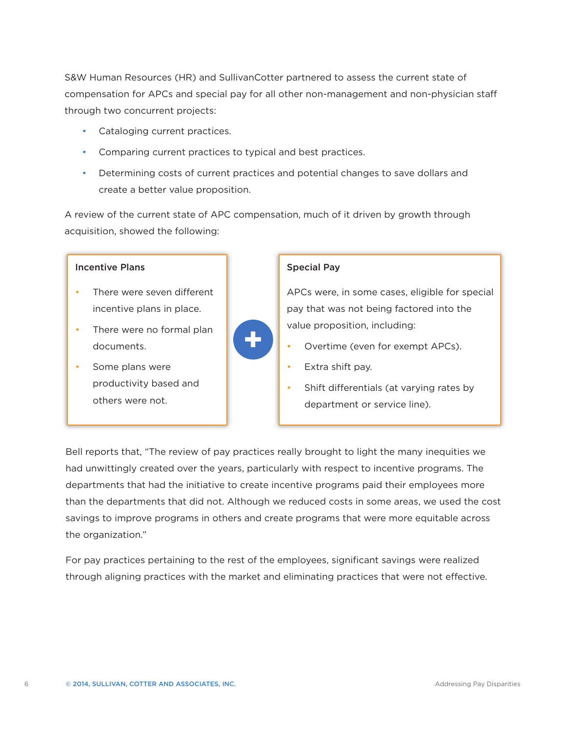S&W Human Resources (HR) and SullivanCotter partnered to assess the current state of compensation for APCs and special pay for all other non-management and non-physician staff through two concurrent projects:

- Cataloging current practices.
- Comparing current practices to typical and best practices.
- Determining costs of current practices and potential changes to save dollars and create a better value proposition.

A review of the current state of APC compensation, much of it driven by growth through acquisition, showed the following:

**Incentive Plans**

- There were seven different incentive plans in place.
- There were no formal plan documents.
- Some plans were productivity based and others were not.

**Special Pay**

APCs were, in some cases, eligible for special pay that was not being factored into the value proposition, including:

- Overtime (even for exempt APCs).
- Extra shift pay.
- Shift differentials (at varying rates by department or service line).

Bell reports that, "The review of pay practices really brought to light the many inequities we had unwittingly created over the years, particularly with respect to incentive programs. The departments that had the initiative to create incentive programs paid their employees more than the departments that did not. Although we reduced costs in some areas, we used the cost savings to improve programs in others and create programs that were more equitable across the organization."

For pay practices pertaining to the rest of the employees, significant savings were realized through aligning practices with the market and eliminating practices that were not effective.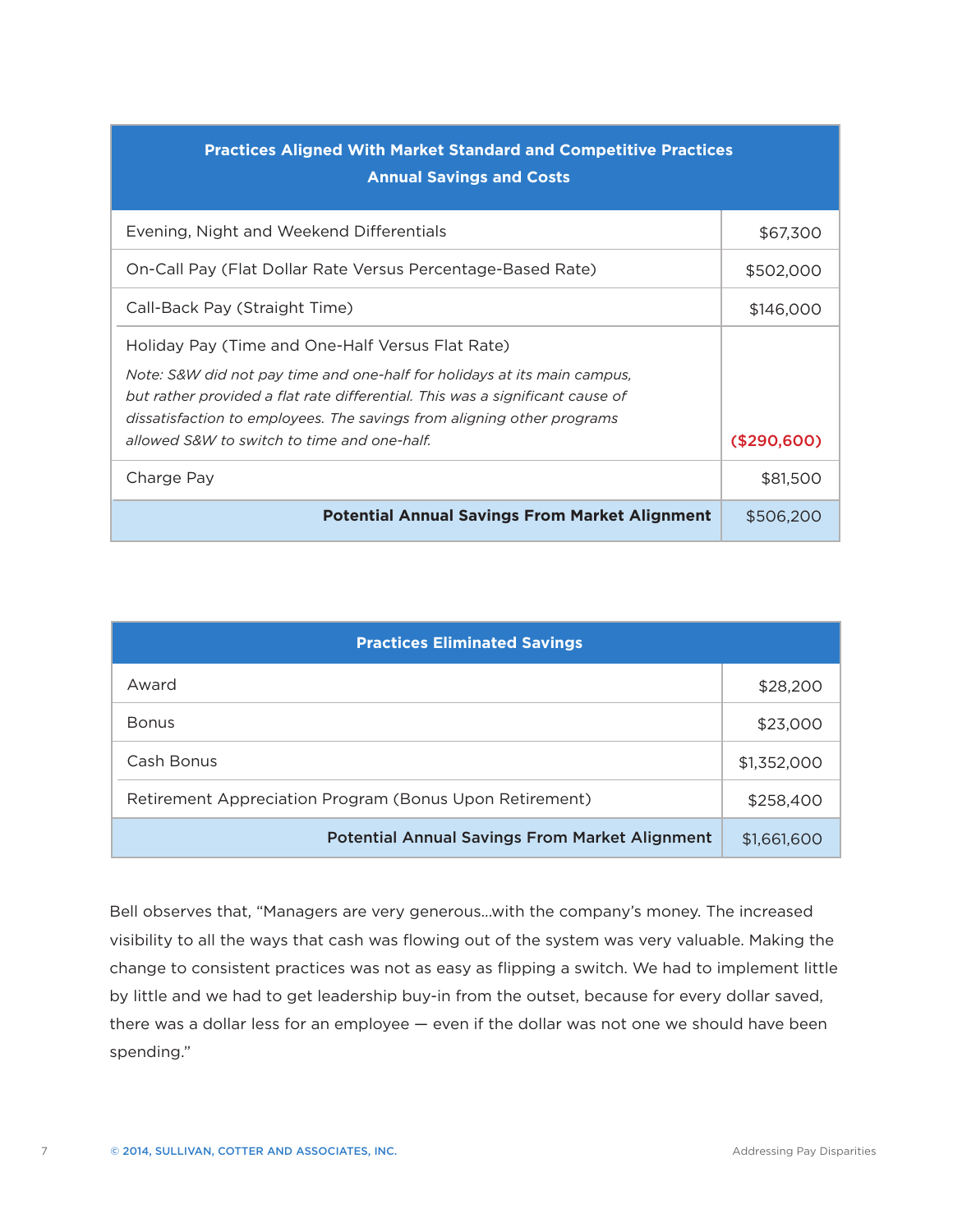| Practices Aligned With Market Standard and Competitive Practices<br>Annual Savings and Costs | |
|---|---|
| Evening, Night and Weekend Differentials | $67,300 |
| On-Call Pay (Flat Dollar Rate Versus Percentage-Based Rate) | $502,000 |
| Call-Back Pay (Straight Time) | $146,000 |
| Holiday Pay (Time and One-Half Versus Flat Rate)<br>*Note: S&W did not pay time and one-half for holidays at its main campus, but rather provided a flat rate differential. This was a significant cause of dissatisfaction to employees. The savings from aligning other programs allowed S&W to switch to time and one-half.* | **($290,600)** |
| Charge Pay | $81,500 |
| **Potential Annual Savings From Market Alignment** | $506,200 |

| Practices Eliminated Savings | |
|---|---|
| Award | $28,200 |
| Bonus | $23,000 |
| Cash Bonus | $1,352,000 |
| Retirement Appreciation Program (Bonus Upon Retirement) | $258,400 |
| **Potential Annual Savings From Market Alignment** | $1,661,600 |

Bell observes that, "Managers are very generous…with the company's money. The increased visibility to all the ways that cash was flowing out of the system was very valuable. Making the change to consistent practices was not as easy as flipping a switch. We had to implement little by little and we had to get leadership buy-in from the outset, because for every dollar saved, there was a dollar less for an employee — even if the dollar was not one we should have been spending."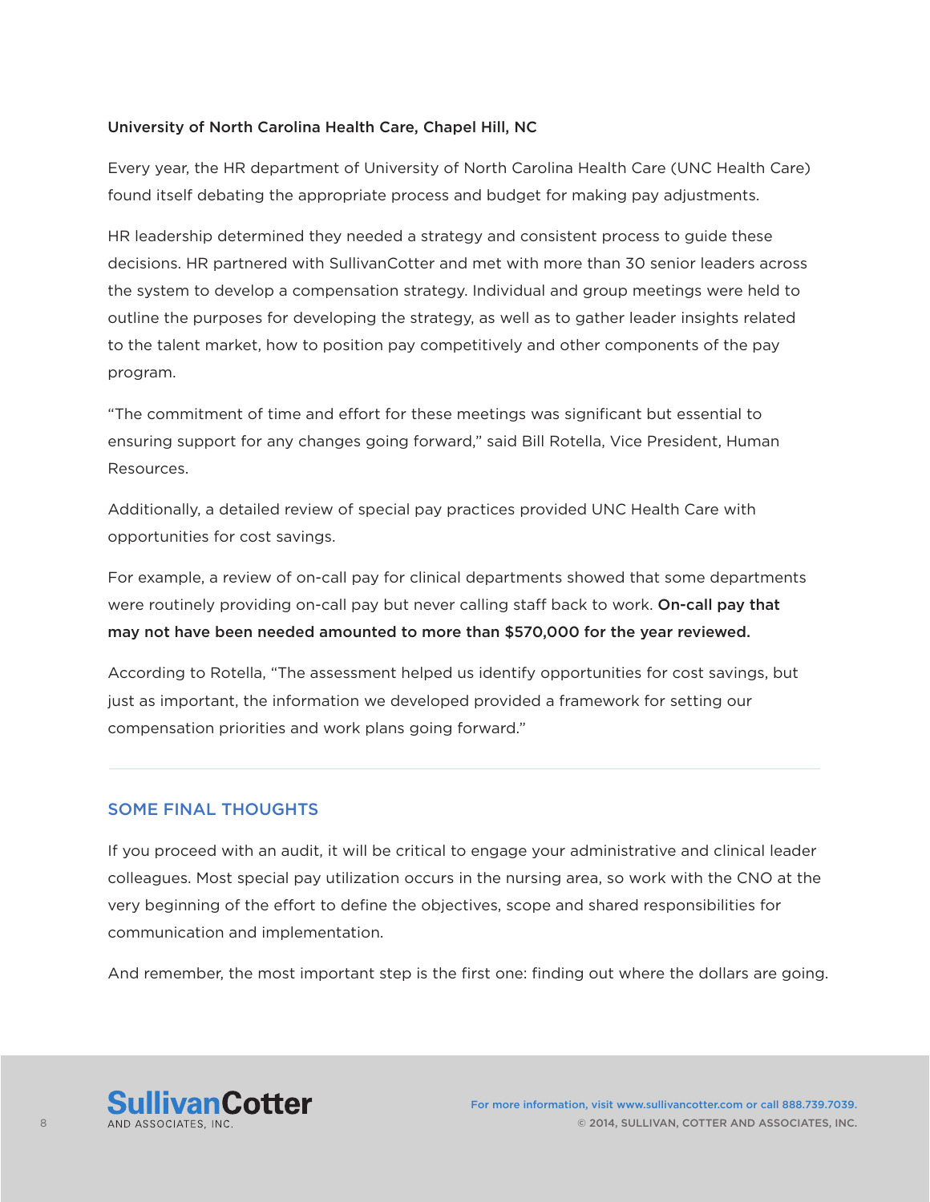**University of North Carolina Health Care, Chapel Hill, NC**

Every year, the HR department of University of North Carolina Health Care (UNC Health Care) found itself debating the appropriate process and budget for making pay adjustments.

HR leadership determined they needed a strategy and consistent process to guide these decisions. HR partnered with SullivanCotter and met with more than 30 senior leaders across the system to develop a compensation strategy. Individual and group meetings were held to outline the purposes for developing the strategy, as well as to gather leader insights related to the talent market, how to position pay competitively and other components of the pay program.

"The commitment of time and effort for these meetings was significant but essential to ensuring support for any changes going forward," said Bill Rotella, Vice President, Human Resources.

Additionally, a detailed review of special pay practices provided UNC Health Care with opportunities for cost savings.

For example, a review of on-call pay for clinical departments showed that some departments were routinely providing on-call pay but never calling staff back to work. **On-call pay that may not have been needed amounted to more than $570,000 for the year reviewed.**

According to Rotella, "The assessment helped us identify opportunities for cost savings, but just as important, the information we developed provided a framework for setting our compensation priorities and work plans going forward."

---

## SOME FINAL THOUGHTS

If you proceed with an audit, it will be critical to engage your administrative and clinical leader colleagues. Most special pay utilization occurs in the nursing area, so work with the CNO at the very beginning of the effort to define the objectives, scope and shared responsibilities for communication and implementation.

And remember, the most important step is the first one: finding out where the dollars are going.

SullivanCotter AND ASSOCIATES, INC.

For more information, visit www.sullivancotter.com or call 888.739.7039.

© 2014, SULLIVAN, COTTER AND ASSOCIATES, INC.